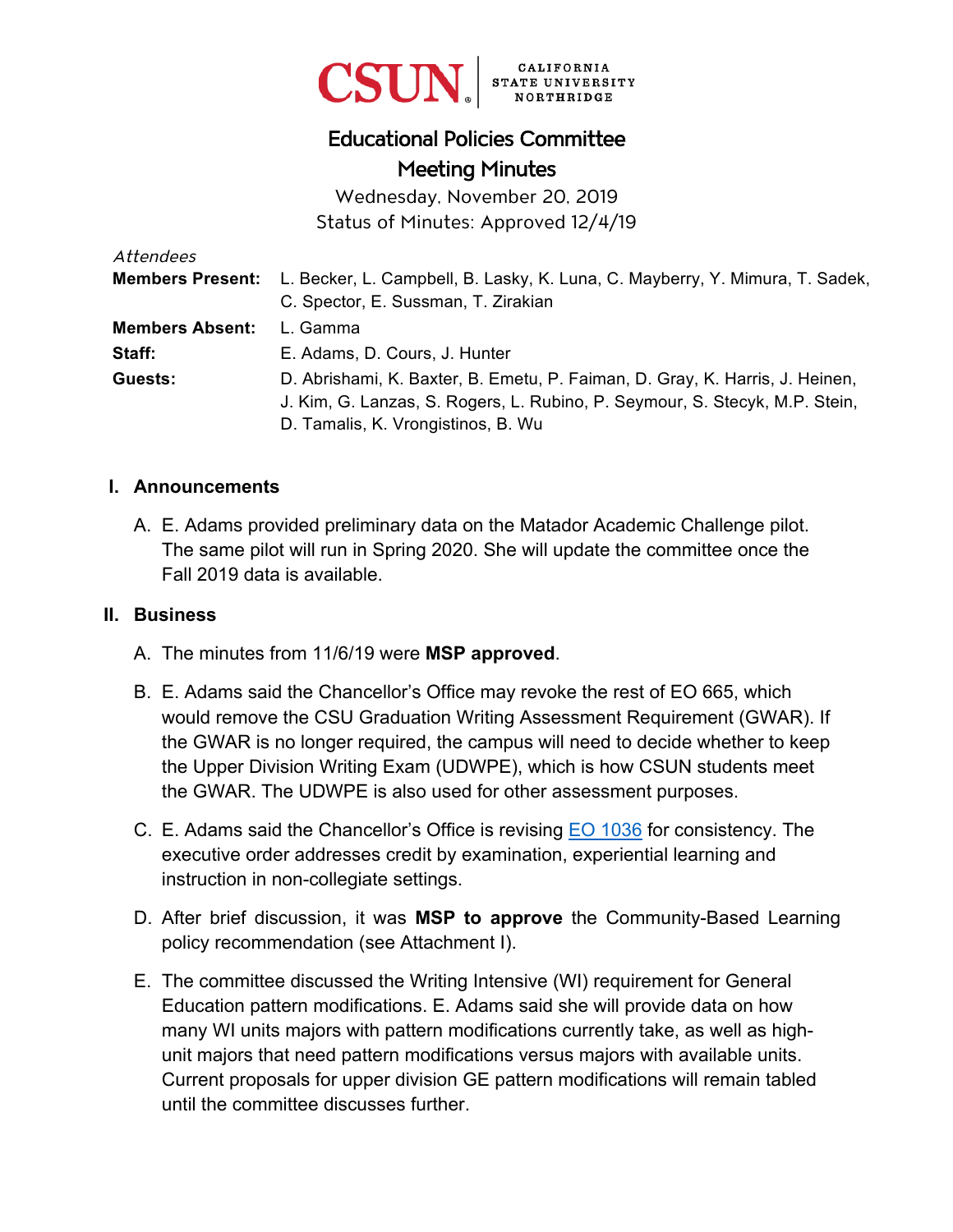CSUN | CALIFORNIA STATE UNIVERSITY NORTHRIDGE

# Educational Policies Committee
# Meeting Minutes

Wednesday, November 20, 2019
Status of Minutes: Approved 12/4/19

*Attendees*

**Members Present:** L. Becker, L. Campbell, B. Lasky, K. Luna, C. Mayberry, Y. Mimura, T. Sadek, C. Spector, E. Sussman, T. Zirakian

**Members Absent:** L. Gamma

**Staff:** E. Adams, D. Cours, J. Hunter

**Guests:** D. Abrishami, K. Baxter, B. Emetu, P. Faiman, D. Gray, K. Harris, J. Heinen, J. Kim, G. Lanzas, S. Rogers, L. Rubino, P. Seymour, S. Stecyk, M.P. Stein, D. Tamalis, K. Vrongistinos, B. Wu

## I. Announcements

A. E. Adams provided preliminary data on the Matador Academic Challenge pilot. The same pilot will run in Spring 2020. She will update the committee once the Fall 2019 data is available.

## II. Business

A. The minutes from 11/6/19 were **MSP approved**.

B. E. Adams said the Chancellor's Office may revoke the rest of EO 665, which would remove the CSU Graduation Writing Assessment Requirement (GWAR). If the GWAR is no longer required, the campus will need to decide whether to keep the Upper Division Writing Exam (UDWPE), which is how CSUN students meet the GWAR. The UDWPE is also used for other assessment purposes.

C. E. Adams said the Chancellor's Office is revising EO 1036 for consistency. The executive order addresses credit by examination, experiential learning and instruction in non-collegiate settings.

D. After brief discussion, it was **MSP to approve** the Community-Based Learning policy recommendation (see Attachment I).

E. The committee discussed the Writing Intensive (WI) requirement for General Education pattern modifications. E. Adams said she will provide data on how many WI units majors with pattern modifications currently take, as well as high-unit majors that need pattern modifications versus majors with available units. Current proposals for upper division GE pattern modifications will remain tabled until the committee discusses further.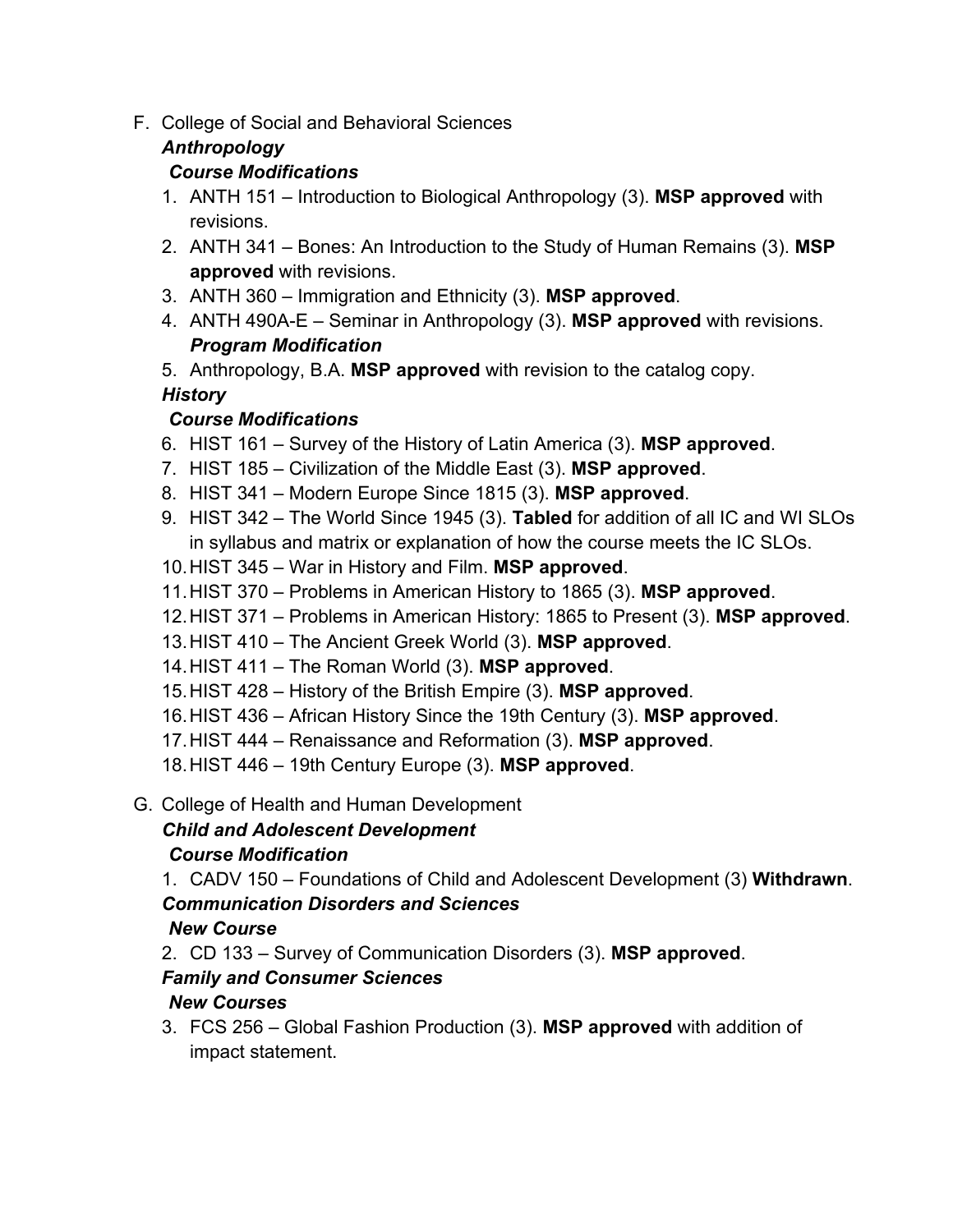F. College of Social and Behavioral Sciences

***Anthropology***

***Course Modifications***

1. ANTH 151 – Introduction to Biological Anthropology (3). **MSP approved** with revisions.
2. ANTH 341 – Bones: An Introduction to the Study of Human Remains (3). **MSP approved** with revisions.
3. ANTH 360 – Immigration and Ethnicity (3). **MSP approved**.
4. ANTH 490A-E – Seminar in Anthropology (3). **MSP approved** with revisions.

***Program Modification***

5. Anthropology, B.A. **MSP approved** with revision to the catalog copy.

***History***

***Course Modifications***

6. HIST 161 – Survey of the History of Latin America (3). **MSP approved**.
7. HIST 185 – Civilization of the Middle East (3). **MSP approved**.
8. HIST 341 – Modern Europe Since 1815 (3). **MSP approved**.
9. HIST 342 – The World Since 1945 (3). **Tabled** for addition of all IC and WI SLOs in syllabus and matrix or explanation of how the course meets the IC SLOs.
10. HIST 345 – War in History and Film. **MSP approved**.
11. HIST 370 – Problems in American History to 1865 (3). **MSP approved**.
12. HIST 371 – Problems in American History: 1865 to Present (3). **MSP approved**.
13. HIST 410 – The Ancient Greek World (3). **MSP approved**.
14. HIST 411 – The Roman World (3). **MSP approved**.
15. HIST 428 – History of the British Empire (3). **MSP approved**.
16. HIST 436 – African History Since the 19th Century (3). **MSP approved**.
17. HIST 444 – Renaissance and Reformation (3). **MSP approved**.
18. HIST 446 – 19th Century Europe (3). **MSP approved**.

G. College of Health and Human Development

***Child and Adolescent Development***

***Course Modification***

1. CADV 150 – Foundations of Child and Adolescent Development (3) **Withdrawn**.

***Communication Disorders and Sciences***

***New Course***

2. CD 133 – Survey of Communication Disorders (3). **MSP approved**.

***Family and Consumer Sciences***

***New Courses***

3. FCS 256 – Global Fashion Production (3). **MSP approved** with addition of impact statement.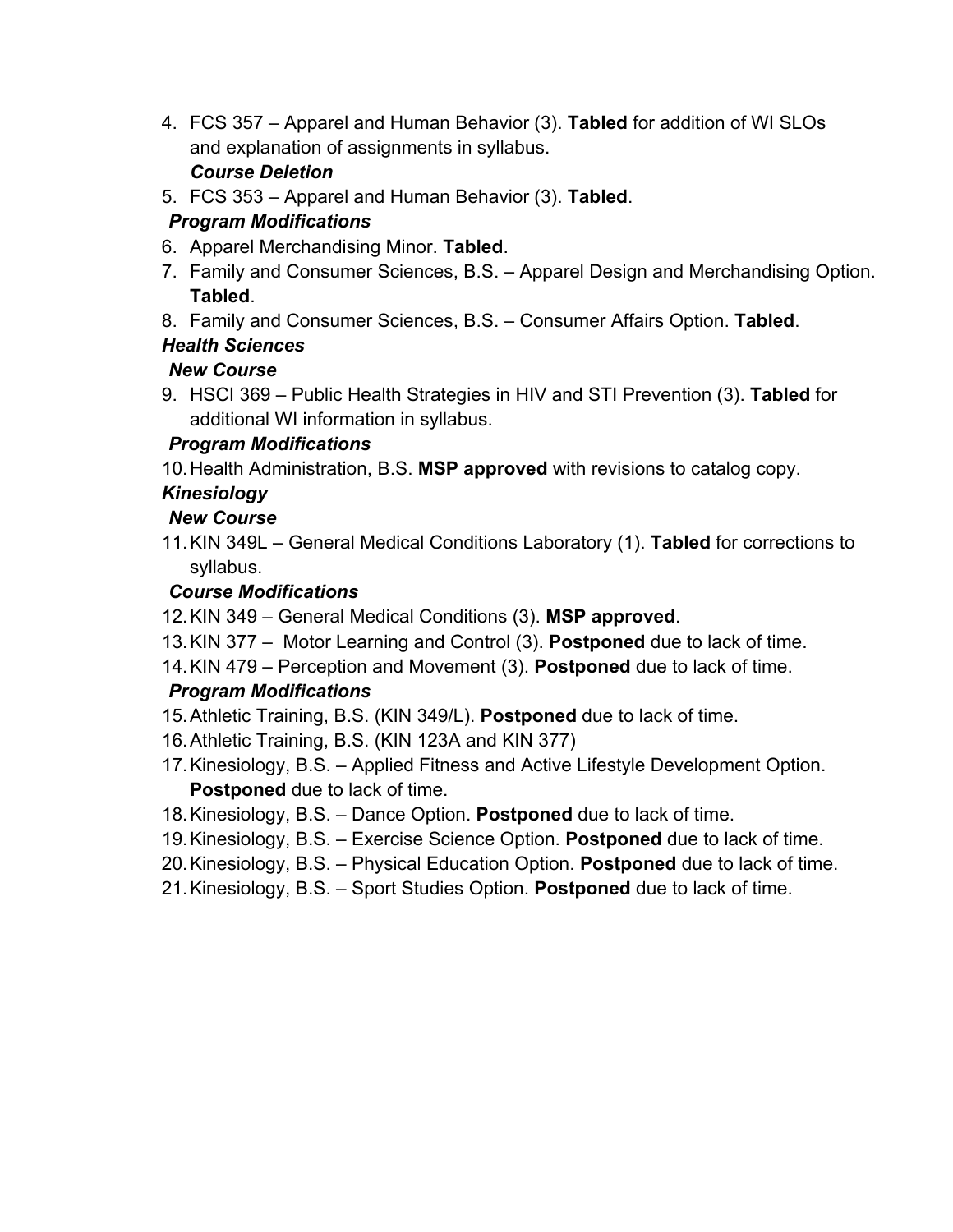4. FCS 357 – Apparel and Human Behavior (3). **Tabled** for addition of WI SLOs and explanation of assignments in syllabus.

   ***Course Deletion***

5. FCS 353 – Apparel and Human Behavior (3). **Tabled**.

***Program Modifications***

6. Apparel Merchandising Minor. **Tabled**.
7. Family and Consumer Sciences, B.S. – Apparel Design and Merchandising Option. **Tabled**.
8. Family and Consumer Sciences, B.S. – Consumer Affairs Option. **Tabled**.

***Health Sciences***

***New Course***

9. HSCI 369 – Public Health Strategies in HIV and STI Prevention (3). **Tabled** for additional WI information in syllabus.

***Program Modifications***

10. Health Administration, B.S. **MSP approved** with revisions to catalog copy.

***Kinesiology***

***New Course***

11. KIN 349L – General Medical Conditions Laboratory (1). **Tabled** for corrections to syllabus.

***Course Modifications***

12. KIN 349 – General Medical Conditions (3). **MSP approved**.
13. KIN 377 – Motor Learning and Control (3). **Postponed** due to lack of time.
14. KIN 479 – Perception and Movement (3). **Postponed** due to lack of time.

***Program Modifications***

15. Athletic Training, B.S. (KIN 349/L). **Postponed** due to lack of time.
16. Athletic Training, B.S. (KIN 123A and KIN 377)
17. Kinesiology, B.S. – Applied Fitness and Active Lifestyle Development Option. **Postponed** due to lack of time.
18. Kinesiology, B.S. – Dance Option. **Postponed** due to lack of time.
19. Kinesiology, B.S. – Exercise Science Option. **Postponed** due to lack of time.
20. Kinesiology, B.S. – Physical Education Option. **Postponed** due to lack of time.
21. Kinesiology, B.S. – Sport Studies Option. **Postponed** due to lack of time.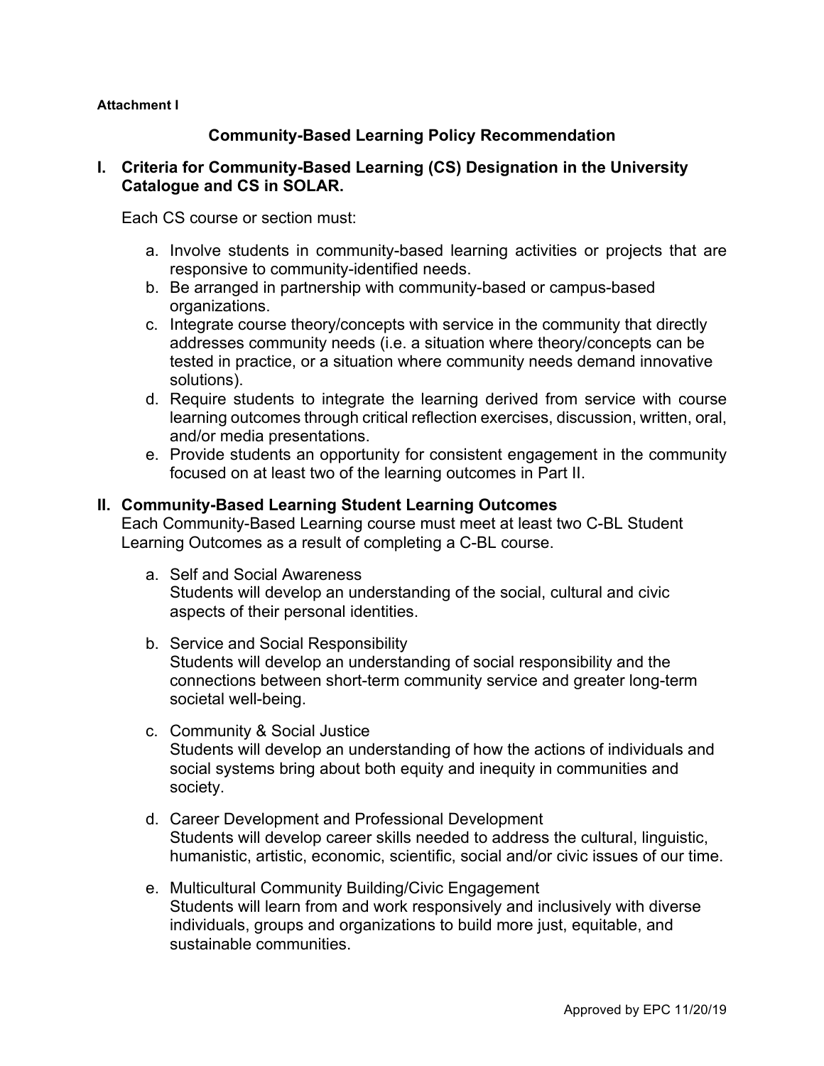**Attachment I**

## Community-Based Learning Policy Recommendation

### I. Criteria for Community-Based Learning (CS) Designation in the University Catalogue and CS in SOLAR.

Each CS course or section must:

a. Involve students in community-based learning activities or projects that are responsive to community-identified needs.
b. Be arranged in partnership with community-based or campus-based organizations.
c. Integrate course theory/concepts with service in the community that directly addresses community needs (i.e. a situation where theory/concepts can be tested in practice, or a situation where community needs demand innovative solutions).
d. Require students to integrate the learning derived from service with course learning outcomes through critical reflection exercises, discussion, written, oral, and/or media presentations.
e. Provide students an opportunity for consistent engagement in the community focused on at least two of the learning outcomes in Part II.

### II. Community-Based Learning Student Learning Outcomes

Each Community-Based Learning course must meet at least two C-BL Student Learning Outcomes as a result of completing a C-BL course.

a. Self and Social Awareness
   Students will develop an understanding of the social, cultural and civic aspects of their personal identities.

b. Service and Social Responsibility
   Students will develop an understanding of social responsibility and the connections between short-term community service and greater long-term societal well-being.

c. Community & Social Justice
   Students will develop an understanding of how the actions of individuals and social systems bring about both equity and inequity in communities and society.

d. Career Development and Professional Development
   Students will develop career skills needed to address the cultural, linguistic, humanistic, artistic, economic, scientific, social and/or civic issues of our time.

e. Multicultural Community Building/Civic Engagement
   Students will learn from and work responsively and inclusively with diverse individuals, groups and organizations to build more just, equitable, and sustainable communities.

Approved by EPC 11/20/19